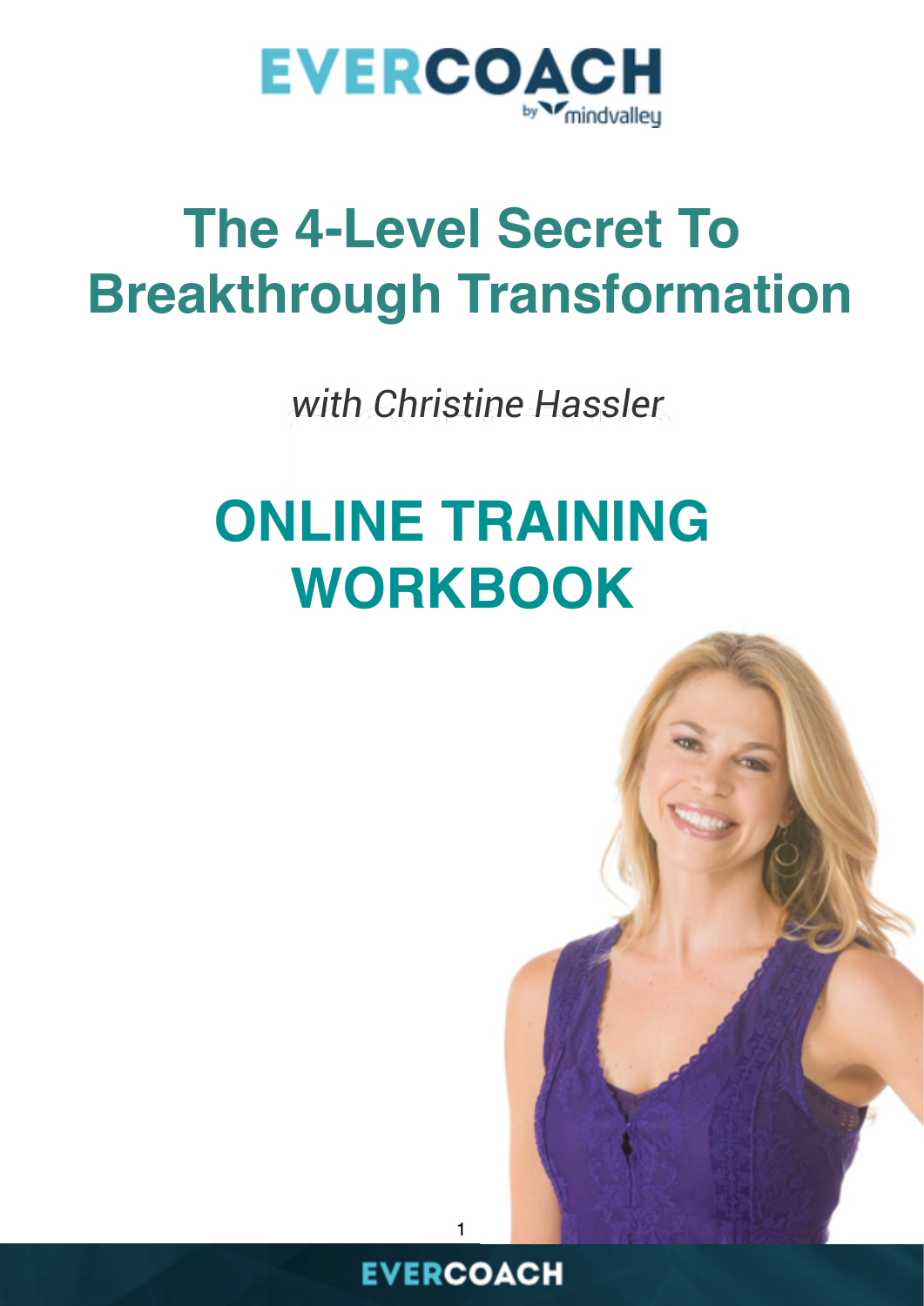# The 4-Level Secret To Breakthrough Transformation

*with Christine Hassler*

# ONLINE TRAINING WORKBOOK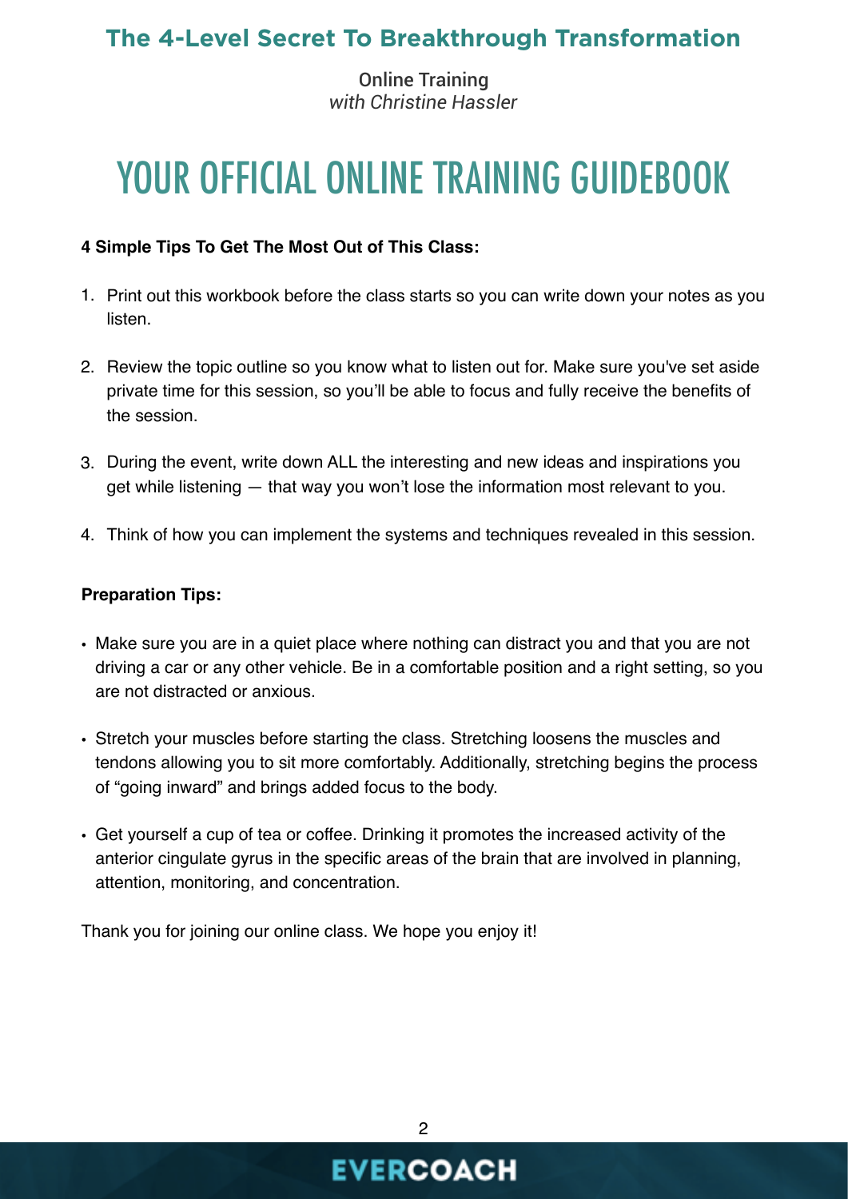# The 4-Level Secret To Breakthrough Transformation

Online Training
*with Christine Hassler*

# YOUR OFFICIAL ONLINE TRAINING GUIDEBOOK

**4 Simple Tips To Get The Most Out of This Class:**

1. Print out this workbook before the class starts so you can write down your notes as you listen.
2. Review the topic outline so you know what to listen out for. Make sure you've set aside private time for this session, so you'll be able to focus and fully receive the benefits of the session.
3. During the event, write down ALL the interesting and new ideas and inspirations you get while listening — that way you won't lose the information most relevant to you.
4. Think of how you can implement the systems and techniques revealed in this session.

**Preparation Tips:**

- Make sure you are in a quiet place where nothing can distract you and that you are not driving a car or any other vehicle. Be in a comfortable position and a right setting, so you are not distracted or anxious.
- Stretch your muscles before starting the class. Stretching loosens the muscles and tendons allowing you to sit more comfortably. Additionally, stretching begins the process of "going inward" and brings added focus to the body.
- Get yourself a cup of tea or coffee. Drinking it promotes the increased activity of the anterior cingulate gyrus in the specific areas of the brain that are involved in planning, attention, monitoring, and concentration.

Thank you for joining our online class. We hope you enjoy it!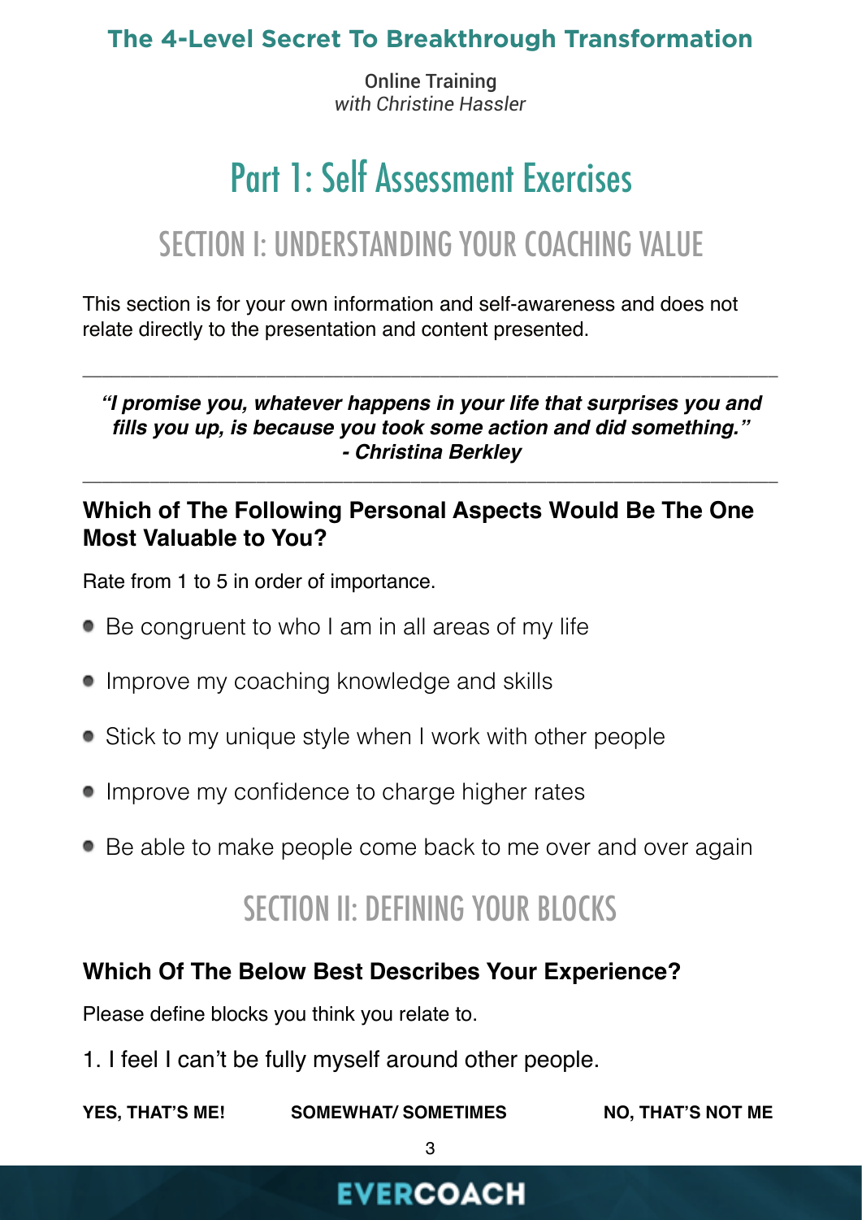# Part 1: Self Assessment Exercises

## SECTION I: UNDERSTANDING YOUR COACHING VALUE

This section is for your own information and self-awareness and does not relate directly to the presentation and content presented.

---

***"I promise you, whatever happens in your life that surprises you and fills you up, is because you took some action and did something."***
***- Christina Berkley***

---

### Which of The Following Personal Aspects Would Be The One Most Valuable to You?

Rate from 1 to 5 in order of importance.

- Be congruent to who I am in all areas of my life
- Improve my coaching knowledge and skills
- Stick to my unique style when I work with other people
- Improve my confidence to charge higher rates
- Be able to make people come back to me over and over again

## SECTION II: DEFINING YOUR BLOCKS

### Which Of The Below Best Describes Your Experience?

Please define blocks you think you relate to.

1. I feel I can't be fully myself around other people.

**YES, THAT'S ME!** **SOMEWHAT/ SOMETIMES** **NO, THAT'S NOT ME**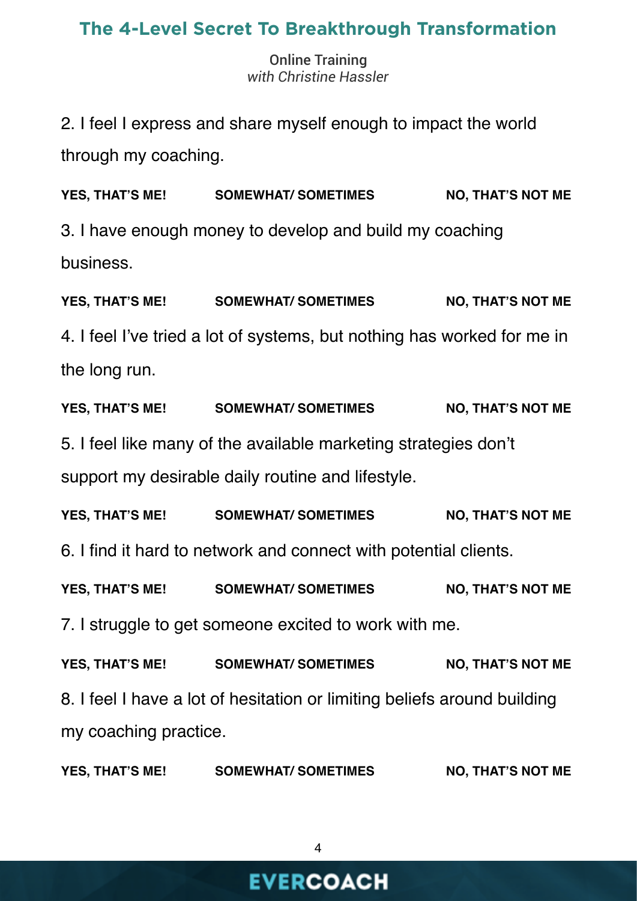2. I feel I express and share myself enough to impact the world through my coaching.

**YES, THAT'S ME!** **SOMEWHAT/ SOMETIMES** **NO, THAT'S NOT ME**

3. I have enough money to develop and build my coaching business.

**YES, THAT'S ME!** **SOMEWHAT/ SOMETIMES** **NO, THAT'S NOT ME**

4. I feel I've tried a lot of systems, but nothing has worked for me in the long run.

**YES, THAT'S ME!** **SOMEWHAT/ SOMETIMES** **NO, THAT'S NOT ME**

5. I feel like many of the available marketing strategies don't support my desirable daily routine and lifestyle.

**YES, THAT'S ME!** **SOMEWHAT/ SOMETIMES** **NO, THAT'S NOT ME**

6. I find it hard to network and connect with potential clients.

**YES, THAT'S ME!** **SOMEWHAT/ SOMETIMES** **NO, THAT'S NOT ME**

7. I struggle to get someone excited to work with me.

**YES, THAT'S ME!** **SOMEWHAT/ SOMETIMES** **NO, THAT'S NOT ME**

8. I feel I have a lot of hesitation or limiting beliefs around building my coaching practice.

**YES, THAT'S ME!** **SOMEWHAT/ SOMETIMES** **NO, THAT'S NOT ME**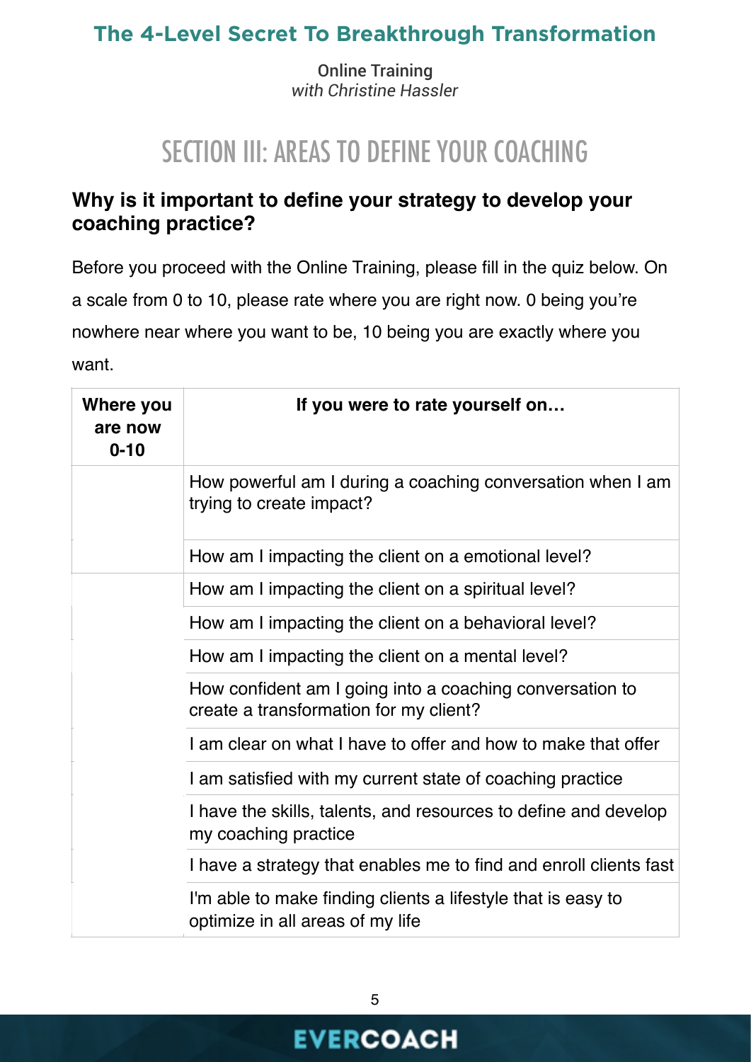# The 4-Level Secret To Breakthrough Transformation

Online Training
*with Christine Hassler*

## SECTION III: AREAS TO DEFINE YOUR COACHING

### Why is it important to define your strategy to develop your coaching practice?

Before you proceed with the Online Training, please fill in the quiz below. On a scale from 0 to 10, please rate where you are right now. 0 being you're nowhere near where you want to be, 10 being you are exactly where you want.

| Where you are now 0-10 | If you were to rate yourself on… |
|---|---|
| | How powerful am I during a coaching conversation when I am trying to create impact? |
| | How am I impacting the client on a emotional level? |
| | How am I impacting the client on a spiritual level? |
| | How am I impacting the client on a behavioral level? |
| | How am I impacting the client on a mental level? |
| | How confident am I going into a coaching conversation to create a transformation for my client? |
| | I am clear on what I have to offer and how to make that offer |
| | I am satisfied with my current state of coaching practice |
| | I have the skills, talents, and resources to define and develop my coaching practice |
| | I have a strategy that enables me to find and enroll clients fast |
| | I'm able to make finding clients a lifestyle that is easy to optimize in all areas of my life |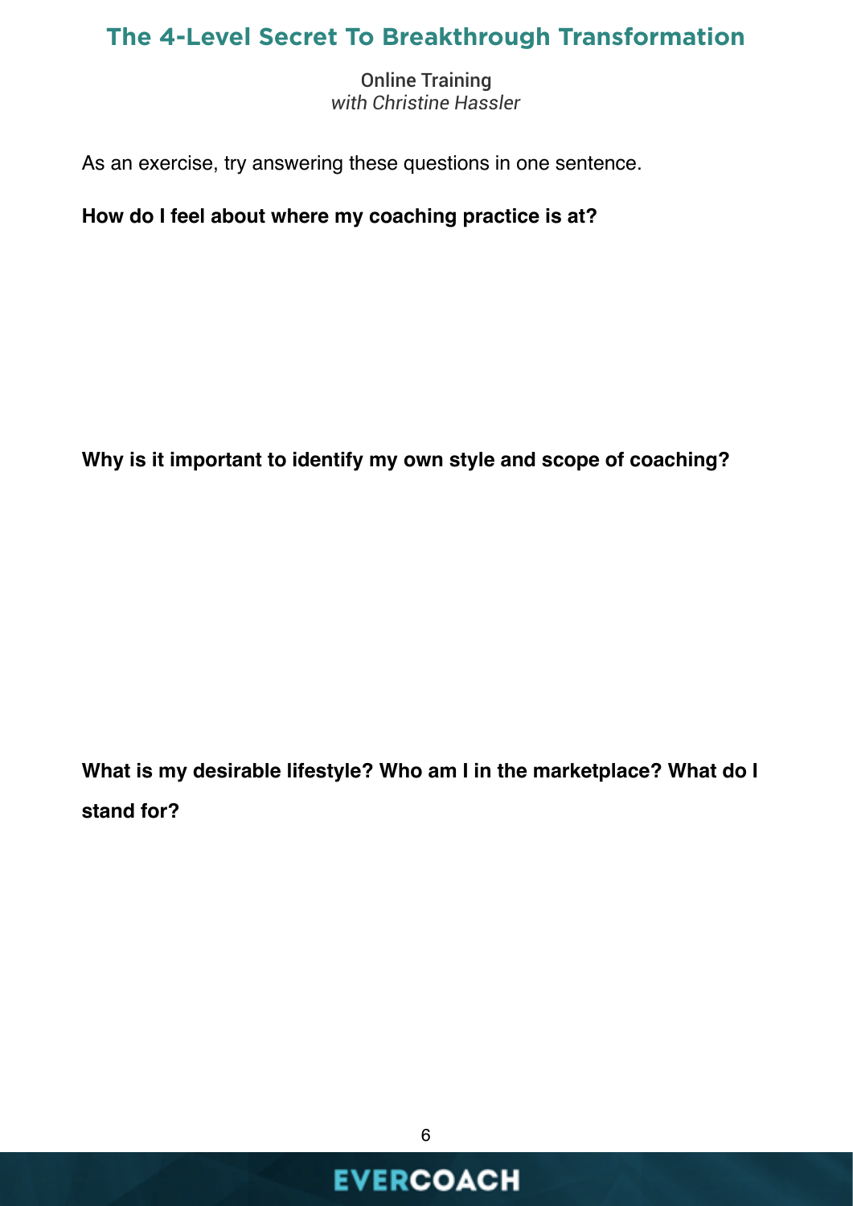As an exercise, try answering these questions in one sentence.

**How do I feel about where my coaching practice is at?**

**Why is it important to identify my own style and scope of coaching?**

**What is my desirable lifestyle? Who am I in the marketplace? What do I stand for?**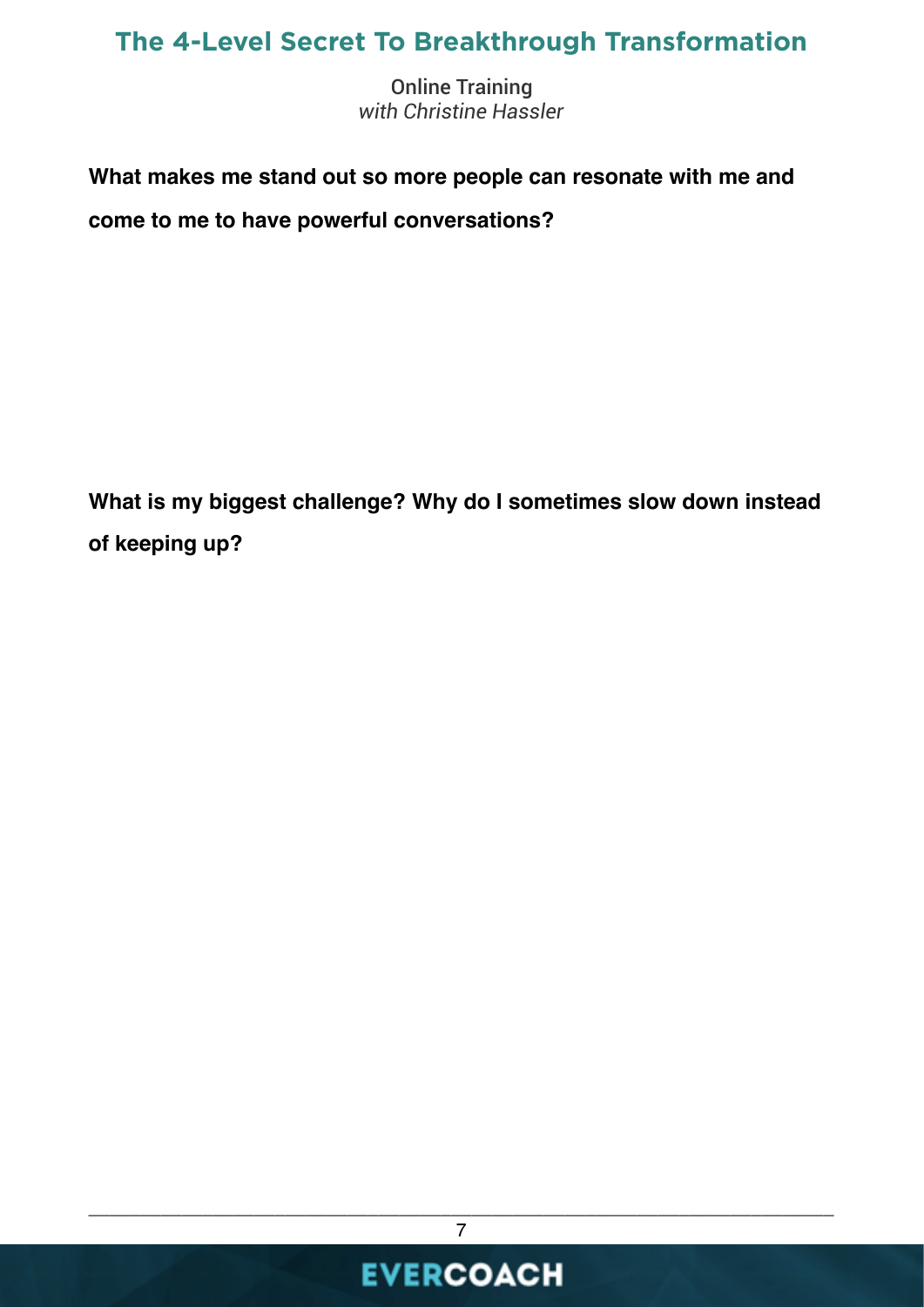**What makes me stand out so more people can resonate with me and come to me to have powerful conversations?**

**What is my biggest challenge? Why do I sometimes slow down instead of keeping up?**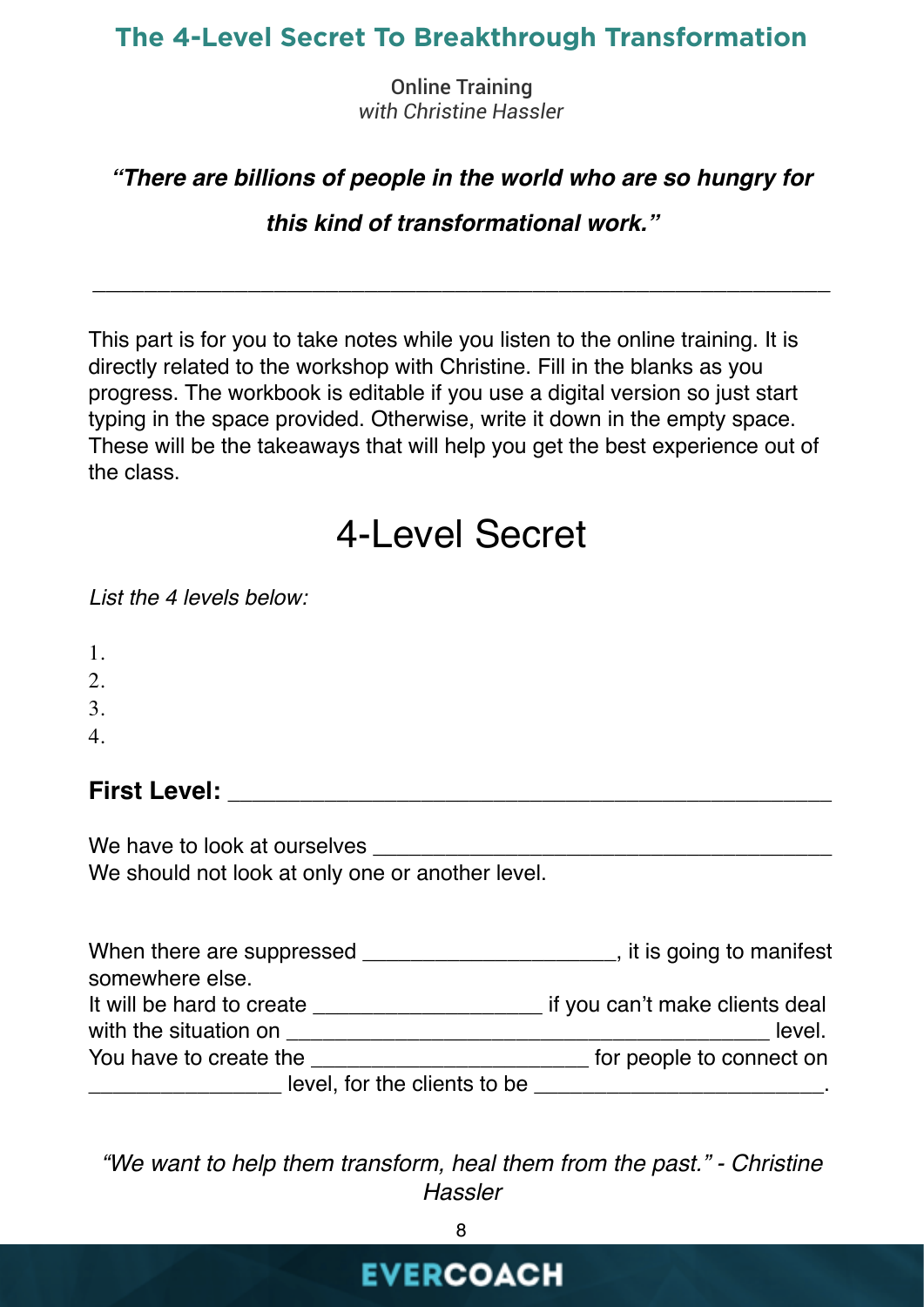# The 4-Level Secret To Breakthrough Transformation

Online Training
*with Christine Hassler*

***"There are billions of people in the world who are so hungry for this kind of transformational work."***

---

This part is for you to take notes while you listen to the online training. It is directly related to the workshop with Christine. Fill in the blanks as you progress. The workbook is editable if you use a digital version so just start typing in the space provided. Otherwise, write it down in the empty space. These will be the takeaways that will help you get the best experience out of the class.

## 4-Level Secret

*List the 4 levels below:*

1.
2.
3.
4.

**First Level: ___________________________________________**

We have to look at ourselves ____________________________________
We should not look at only one or another level.

When there are suppressed ____________________, it is going to manifest somewhere else.
It will be hard to create ___________________ if you can't make clients deal with the situation on ________________________________________ level.
You have to create the ______________________ for people to connect on ________________ level, for the clients to be ________________________.

*"We want to help them transform, heal them from the past." - Christine Hassler*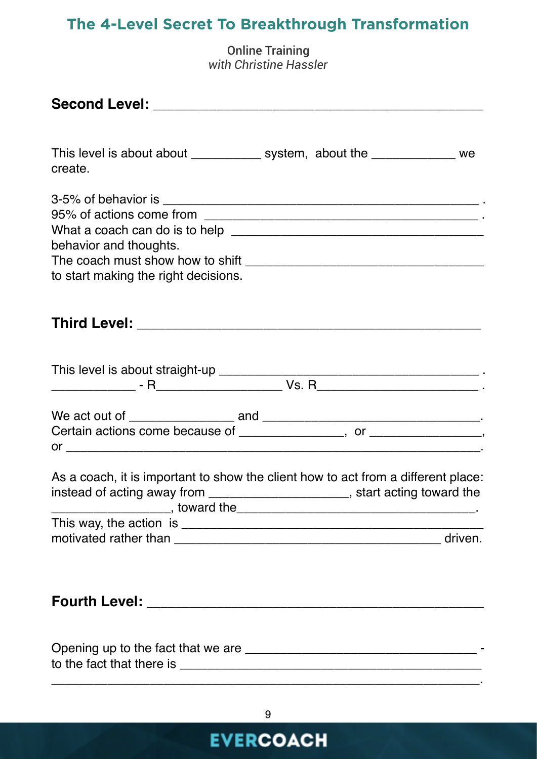## The 4-Level Secret To Breakthrough Transformation

Online Training
*with Christine Hassler*

**Second Level:** ___________________________________________

This level is about about __________ system, about the ____________ we create.

3-5% of behavior is ___________________________________________ .
95% of actions come from ______________________________________ .
What a coach can do is to help _____________________________________ behavior and thoughts.
The coach must show how to shift __________________________________ to start making the right decisions.

**Third Level:** ______________________________________________

This level is about straight-up _____________________________________ .
____________ - R__________________ Vs. R_______________________ .

We act out of _______________ and ________________________________.
Certain actions come because of _______________, or ________________, or ___________________________________________________________.

As a coach, it is important to show the client how to act from a different place: instead of acting away from ____________________, start acting toward the _________________, toward the___________________________________.
This way, the action is ___________________________________________ motivated rather than _____________________________________ driven.

**Fourth Level:** ____________________________________________

Opening up to the fact that we are ________________________________ - to the fact that there is ____________________________________________ _____________________________________________________________.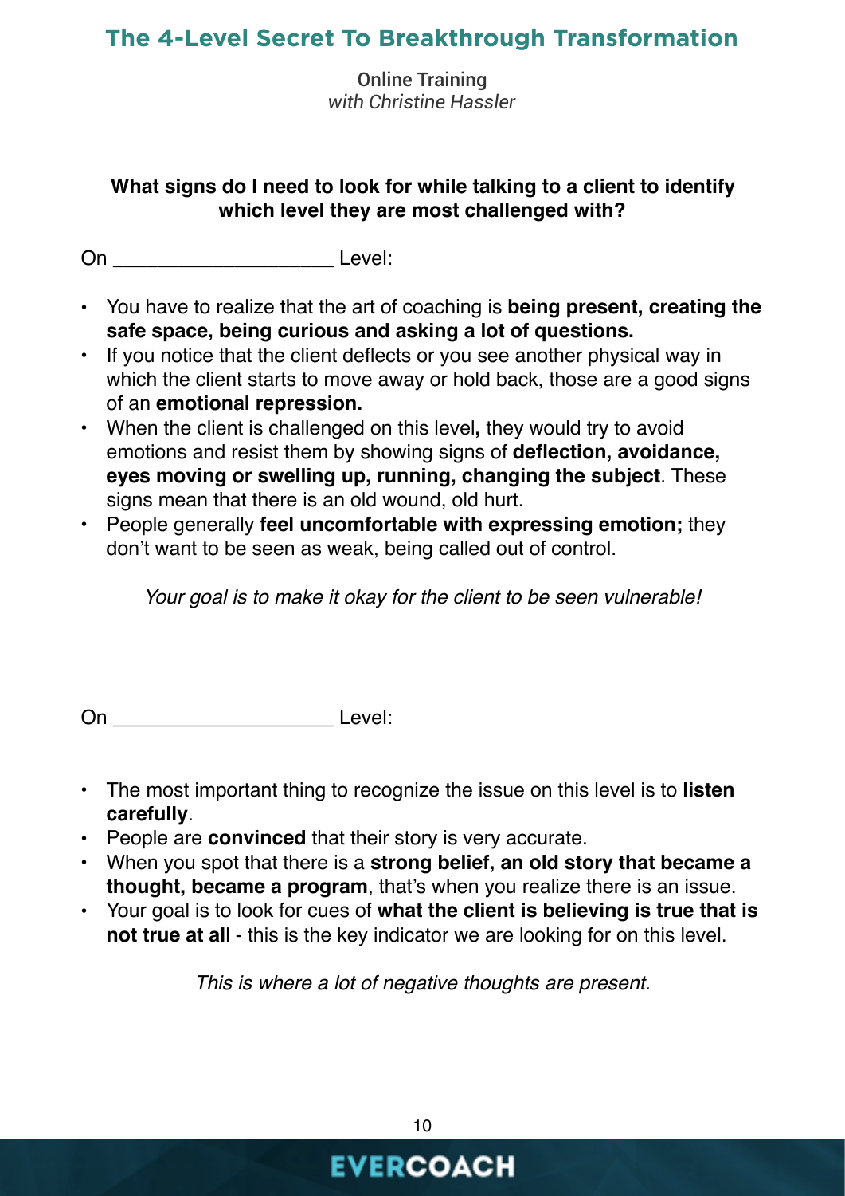**What signs do I need to look for while talking to a client to identify which level they are most challenged with?**

On ____________________ Level:

- You have to realize that the art of coaching is **being present, creating the safe space, being curious and asking a lot of questions.**
- If you notice that the client deflects or you see another physical way in which the client starts to move away or hold back, those are a good signs of an **emotional repression.**
- When the client is challenged on this level**,** they would try to avoid emotions and resist them by showing signs of **deflection, avoidance, eyes moving or swelling up, running, changing the subject**. These signs mean that there is an old wound, old hurt.
- People generally **feel uncomfortable with expressing emotion;** they don't want to be seen as weak, being called out of control.

*Your goal is to make it okay for the client to be seen vulnerable!*

On ____________________ Level:

- The most important thing to recognize the issue on this level is to **listen carefully**.
- People are **convinced** that their story is very accurate.
- When you spot that there is a **strong belief, an old story that became a thought, became a program**, that's when you realize there is an issue.
- Your goal is to look for cues of **what the client is believing is true that is not true at al**l - this is the key indicator we are looking for on this level.

*This is where a lot of negative thoughts are present.*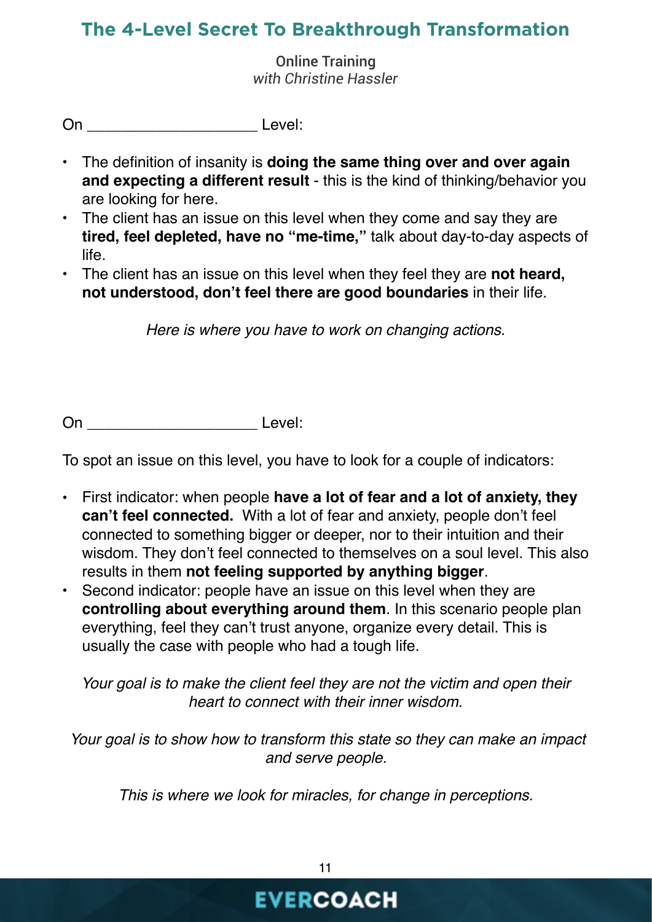## The 4-Level Secret To Breakthrough Transformation

**Online Training**
*with Christine Hassler*

On ___________________ Level:

- The definition of insanity is **doing the same thing over and over again and expecting a different result** - this is the kind of thinking/behavior you are looking for here.
- The client has an issue on this level when they come and say they are **tired, feel depleted, have no "me-time,"** talk about day-to-day aspects of life.
- The client has an issue on this level when they feel they are **not heard, not understood, don't feel there are good boundaries** in their life.

*Here is where you have to work on changing actions.*

On ___________________ Level:

To spot an issue on this level, you have to look for a couple of indicators:

- First indicator: when people **have a lot of fear and a lot of anxiety, they can't feel connected.** With a lot of fear and anxiety, people don't feel connected to something bigger or deeper, nor to their intuition and their wisdom. They don't feel connected to themselves on a soul level. This also results in them **not feeling supported by anything bigger**.
- Second indicator: people have an issue on this level when they are **controlling about everything around them**. In this scenario people plan everything, feel they can't trust anyone, organize every detail. This is usually the case with people who had a tough life.

*Your goal is to make the client feel they are not the victim and open their heart to connect with their inner wisdom.*

*Your goal is to show how to transform this state so they can make an impact and serve people.*

*This is where we look for miracles, for change in perceptions.*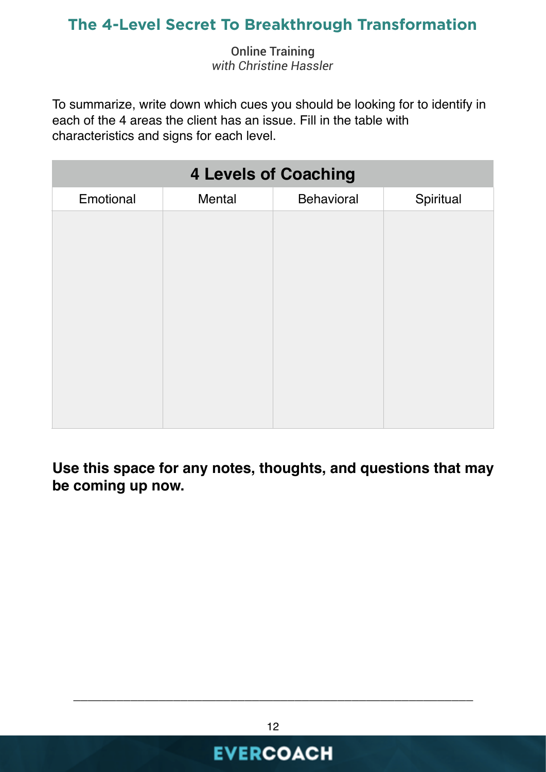To summarize, write down which cues you should be looking for to identify in each of the 4 areas the client has an issue. Fill in the table with characteristics and signs for each level.

| 4 Levels of Coaching | | | |
|---|---|---|---|
| Emotional | Mental | Behavioral | Spiritual |
| | | | |

**Use this space for any notes, thoughts, and questions that may be coming up now.**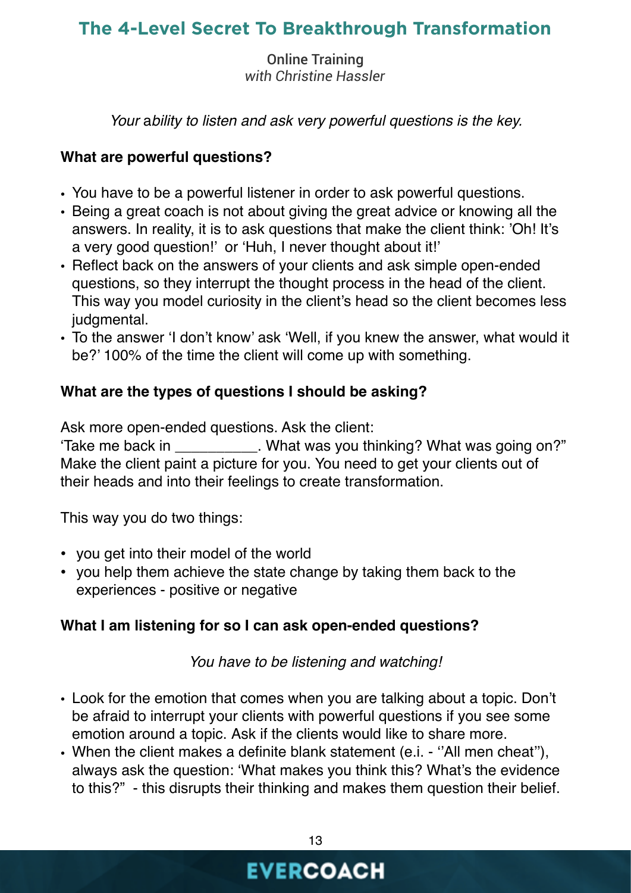# The 4-Level Secret To Breakthrough Transformation

**Online Training**
*with Christine Hassler*

*Your ability to listen and ask very powerful questions is the key.*

**What are powerful questions?**

- You have to be a powerful listener in order to ask powerful questions.
- Being a great coach is not about giving the great advice or knowing all the answers. In reality, it is to ask questions that make the client think: 'Oh! It's a very good question!' or 'Huh, I never thought about it!'
- Reflect back on the answers of your clients and ask simple open-ended questions, so they interrupt the thought process in the head of the client. This way you model curiosity in the client's head so the client becomes less judgmental.
- To the answer 'I don't know' ask 'Well, if you knew the answer, what would it be?' 100% of the time the client will come up with something.

**What are the types of questions I should be asking?**

Ask more open-ended questions. Ask the client:
'Take me back in __________. What was you thinking? What was going on?"
Make the client paint a picture for you. You need to get your clients out of their heads and into their feelings to create transformation.

This way you do two things:

- you get into their model of the world
- you help them achieve the state change by taking them back to the experiences - positive or negative

**What I am listening for so I can ask open-ended questions?**

*You have to be listening and watching!*

- Look for the emotion that comes when you are talking about a topic. Don't be afraid to interrupt your clients with powerful questions if you see some emotion around a topic. Ask if the clients would like to share more.
- When the client makes a definite blank statement (e.i. - ''All men cheat''), always ask the question: 'What makes you think this? What's the evidence to this?" - this disrupts their thinking and makes them question their belief.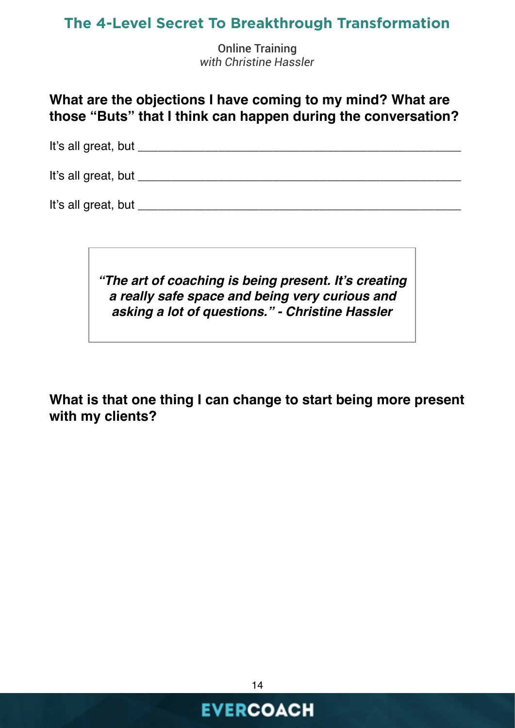**What are the objections I have coming to my mind? What are those "Buts" that I think can happen during the conversation?**

It's all great, but ________________________________________________

It's all great, but ________________________________________________

It's all great, but ________________________________________________

> ***"The art of coaching is being present. It's creating a really safe space and being very curious and asking a lot of questions." - Christine Hassler***

**What is that one thing I can change to start being more present with my clients?**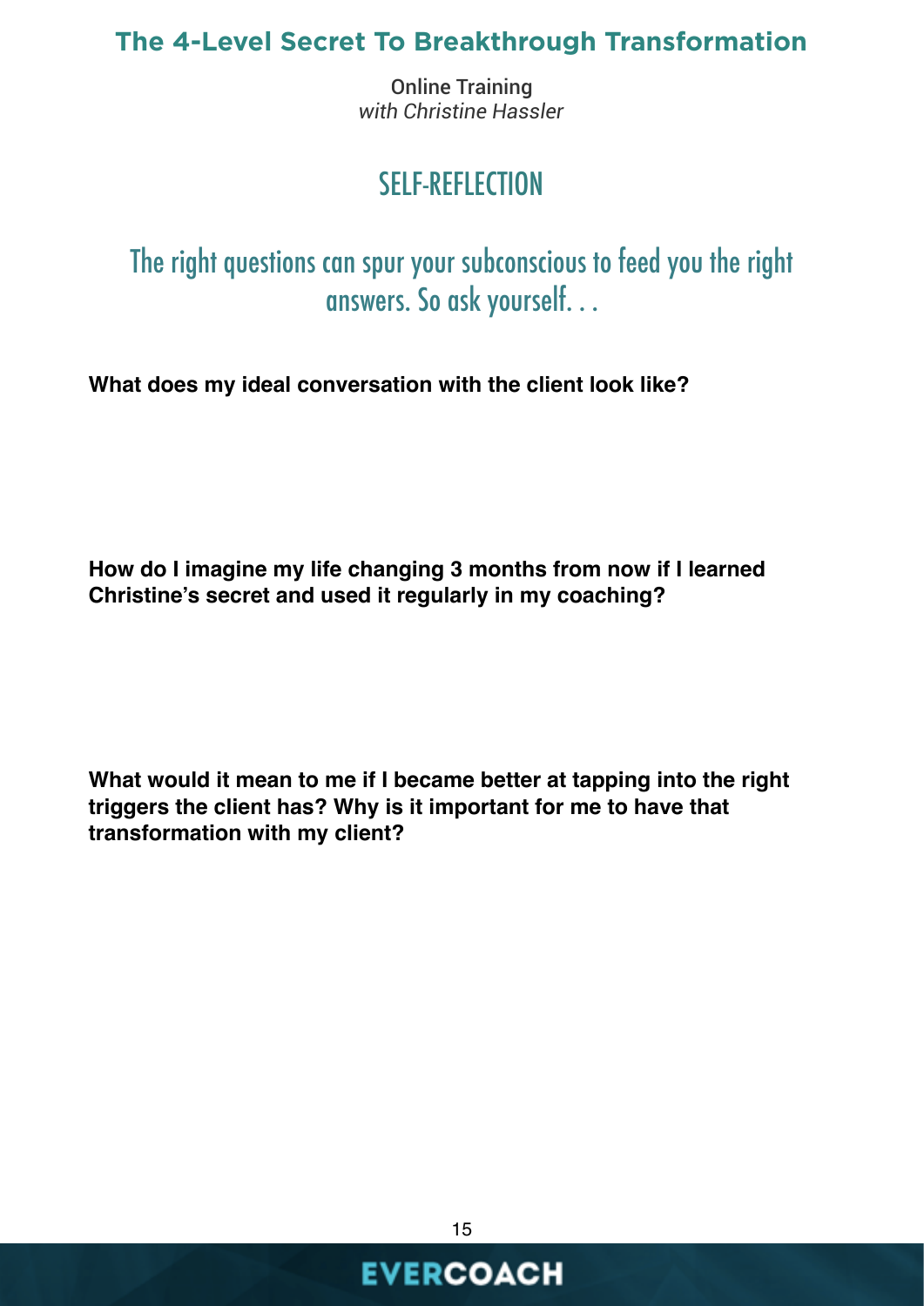## SELF-REFLECTION

### The right questions can spur your subconscious to feed you the right answers. So ask yourself. . .

**What does my ideal conversation with the client look like?**

**How do I imagine my life changing 3 months from now if I learned Christine's secret and used it regularly in my coaching?**

**What would it mean to me if I became better at tapping into the right triggers the client has? Why is it important for me to have that transformation with my client?**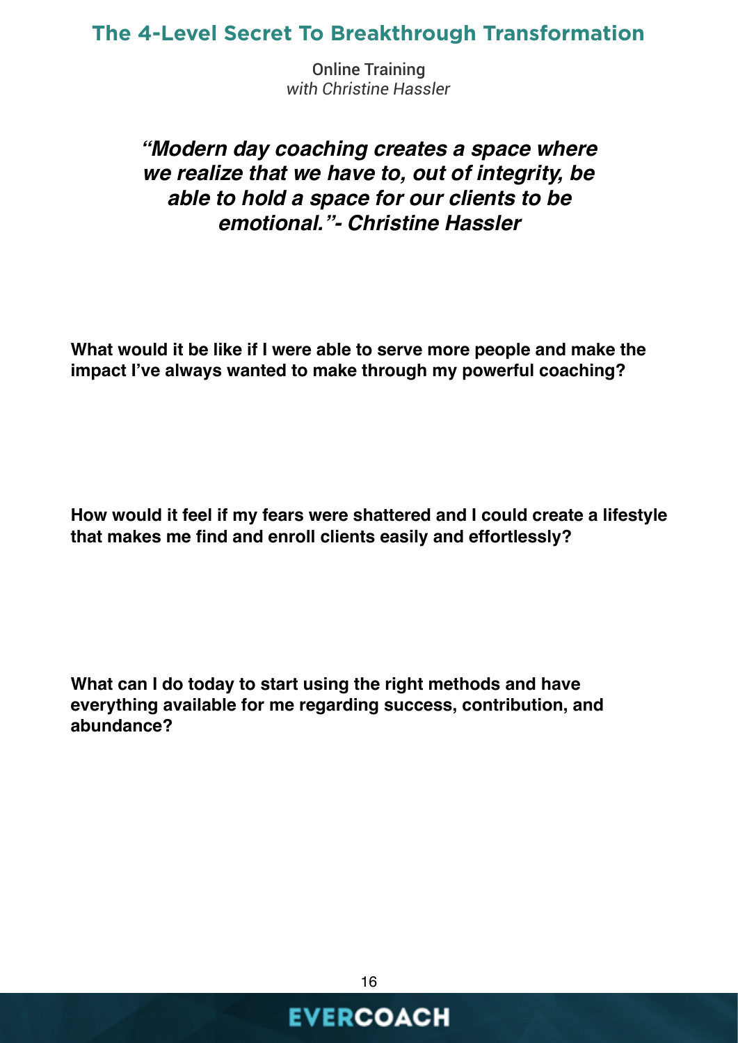***"Modern day coaching creates a space where we realize that we have to, out of integrity, be able to hold a space for our clients to be emotional."- Christine Hassler***

**What would it be like if I were able to serve more people and make the impact I've always wanted to make through my powerful coaching?**

**How would it feel if my fears were shattered and I could create a lifestyle that makes me find and enroll clients easily and effortlessly?**

**What can I do today to start using the right methods and have everything available for me regarding success, contribution, and abundance?**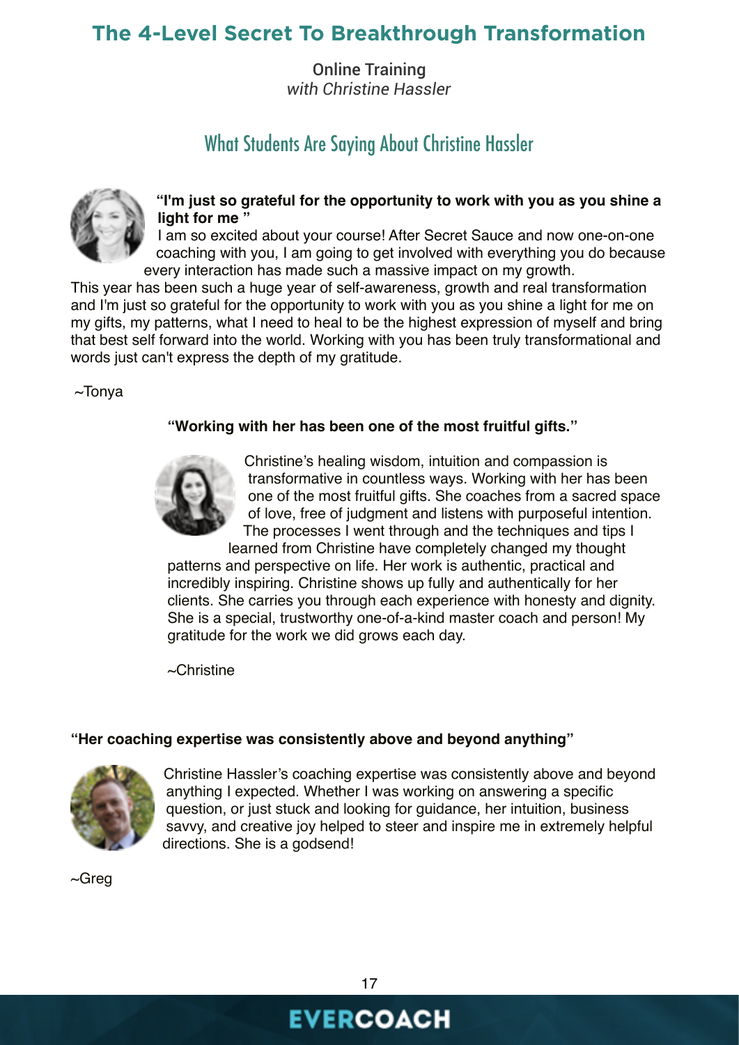# The 4-Level Secret To Breakthrough Transformation

Online Training
*with Christine Hassler*

## What Students Are Saying About Christine Hassler

**"I'm just so grateful for the opportunity to work with you as you shine a light for me "**

I am so excited about your course! After Secret Sauce and now one-on-one coaching with you, I am going to get involved with everything you do because every interaction has made such a massive impact on my growth.

This year has been such a huge year of self-awareness, growth and real transformation and I'm just so grateful for the opportunity to work with you as you shine a light for me on my gifts, my patterns, what I need to heal to be the highest expression of myself and bring that best self forward into the world. Working with you has been truly transformational and words just can't express the depth of my gratitude.

~Tonya

**"Working with her has been one of the most fruitful gifts."**

Christine's healing wisdom, intuition and compassion is transformative in countless ways. Working with her has been one of the most fruitful gifts. She coaches from a sacred space of love, free of judgment and listens with purposeful intention. The processes I went through and the techniques and tips I learned from Christine have completely changed my thought patterns and perspective on life. Her work is authentic, practical and incredibly inspiring. Christine shows up fully and authentically for her clients. She carries you through each experience with honesty and dignity. She is a special, trustworthy one-of-a-kind master coach and person! My gratitude for the work we did grows each day.

~Christine

**"Her coaching expertise was consistently above and beyond anything"**

Christine Hassler's coaching expertise was consistently above and beyond anything I expected. Whether I was working on answering a specific question, or just stuck and looking for guidance, her intuition, business savvy, and creative joy helped to steer and inspire me in extremely helpful directions. She is a godsend!

~Greg